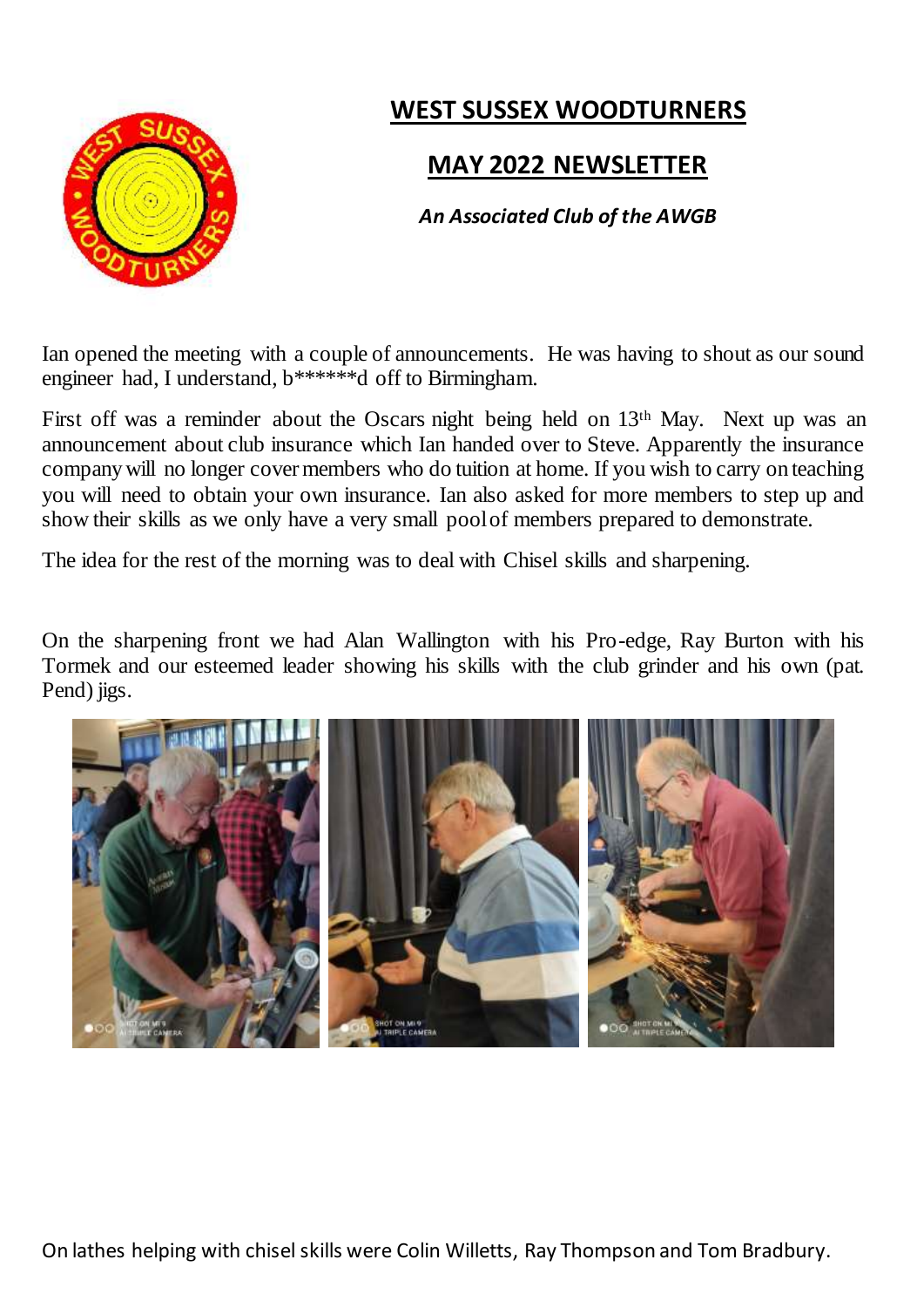# WEST SUSSEX WOODTURNERS

## MAY 2022 NEWSLETTER

***An Associated Club of the AWGB***

Ian opened the meeting with a couple of announcements. He was having to shout as our sound engineer had, I understand, b******d off to Birmingham.

First off was a reminder about the Oscars night being held on 13th May. Next up was an announcement about club insurance which Ian handed over to Steve. Apparently the insurance company will no longer cover members who do tuition at home. If you wish to carry on teaching you will need to obtain your own insurance. Ian also asked for more members to step up and show their skills as we only have a very small pool of members prepared to demonstrate.

The idea for the rest of the morning was to deal with Chisel skills and sharpening.

On the sharpening front we had Alan Wallington with his Pro-edge, Ray Burton with his Tormek and our esteemed leader showing his skills with the club grinder and his own (pat. Pend) jigs.

On lathes helping with chisel skills were Colin Willetts, Ray Thompson and Tom Bradbury.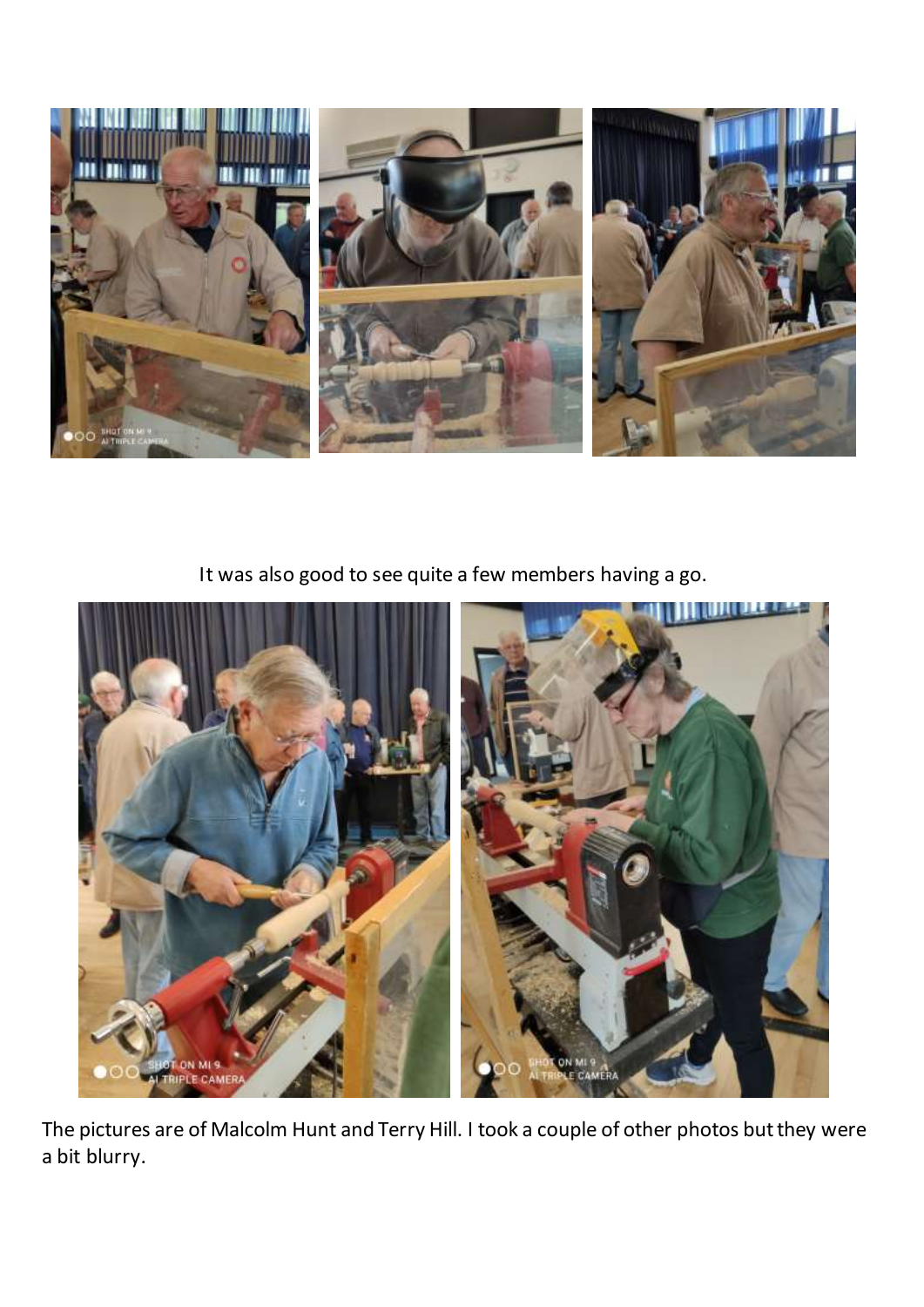It was also good to see quite a few members having a go.

The pictures are of Malcolm Hunt and Terry Hill. I took a couple of other photos but they were a bit blurry.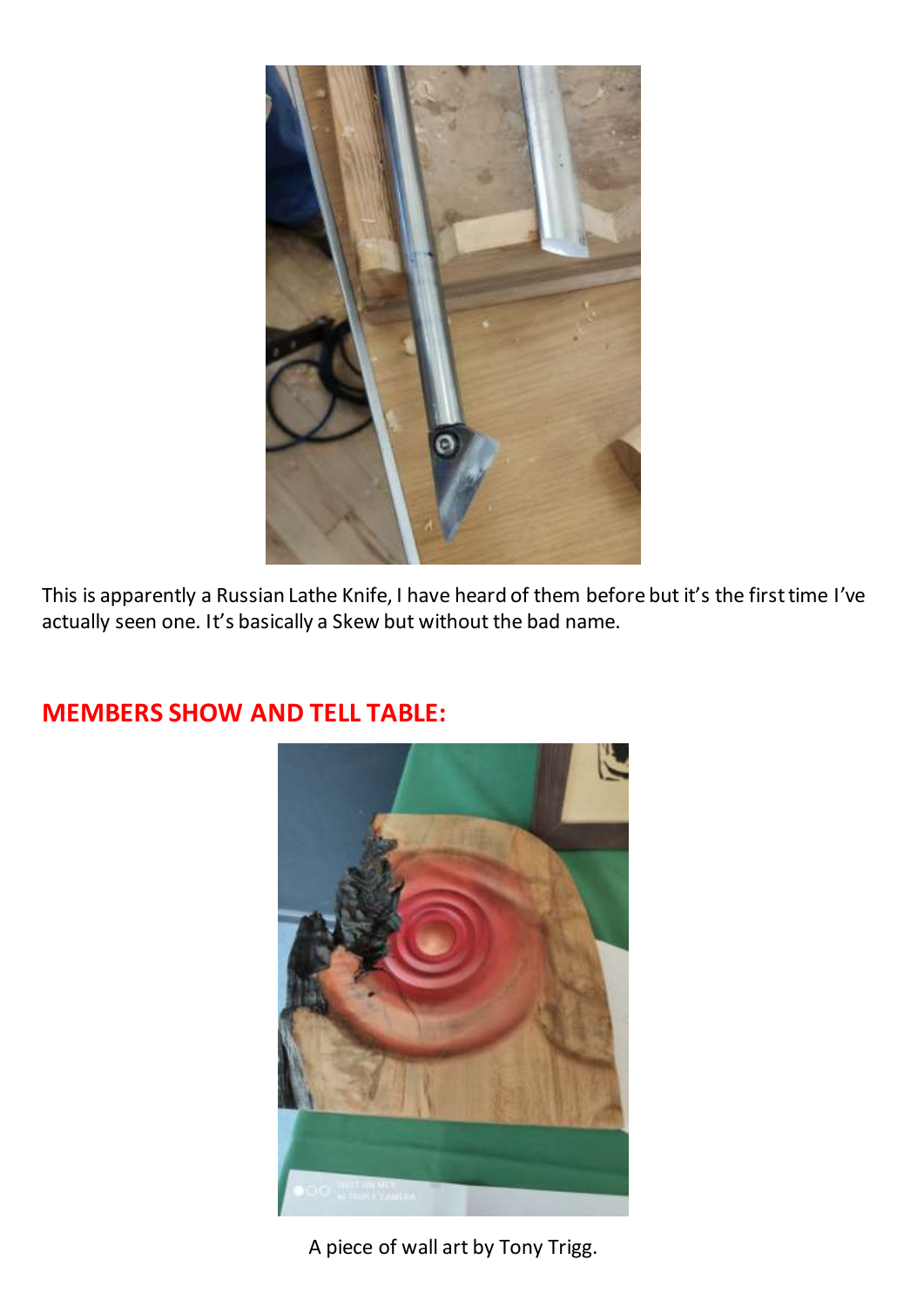This is apparently a Russian Lathe Knife, I have heard of them before but it's the first time I've actually seen one. It's basically a Skew but without the bad name.

## MEMBERS SHOW AND TELL TABLE:

A piece of wall art by Tony Trigg.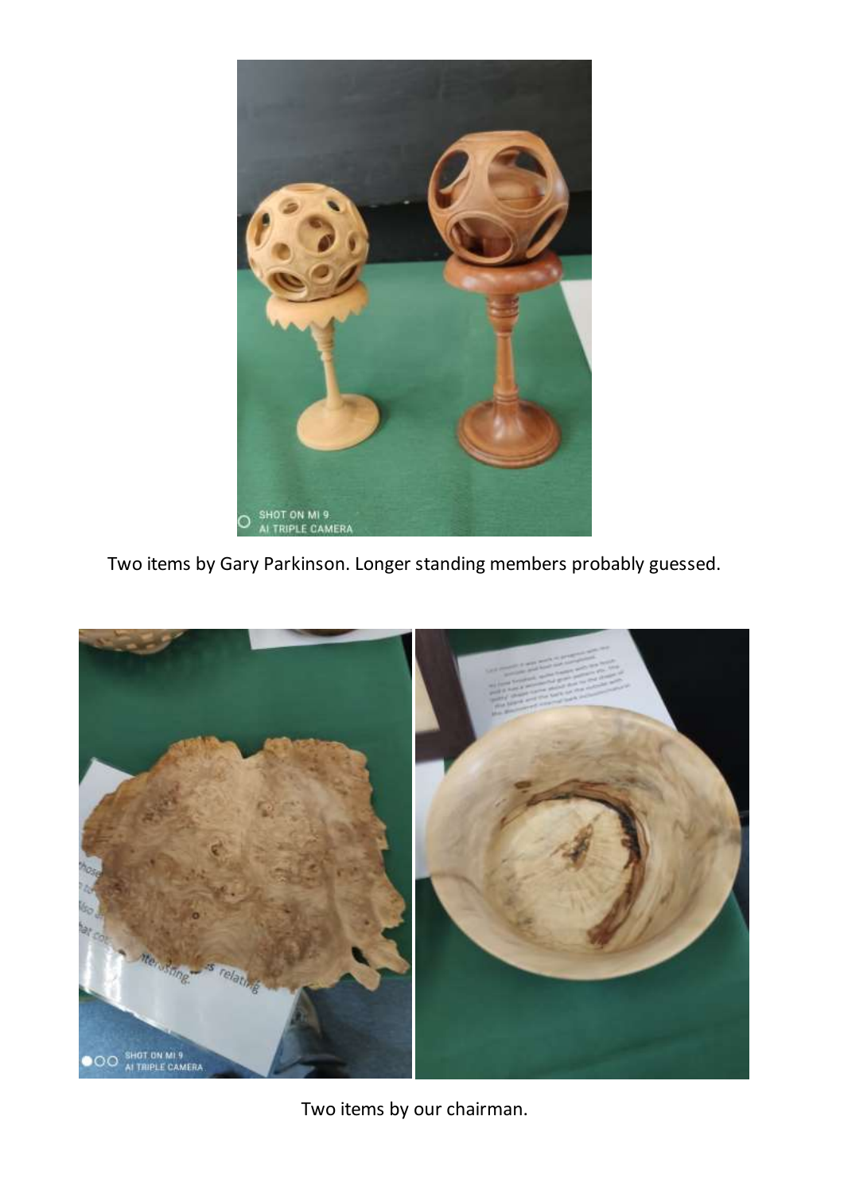Two items by Gary Parkinson. Longer standing members probably guessed.

Two items by our chairman.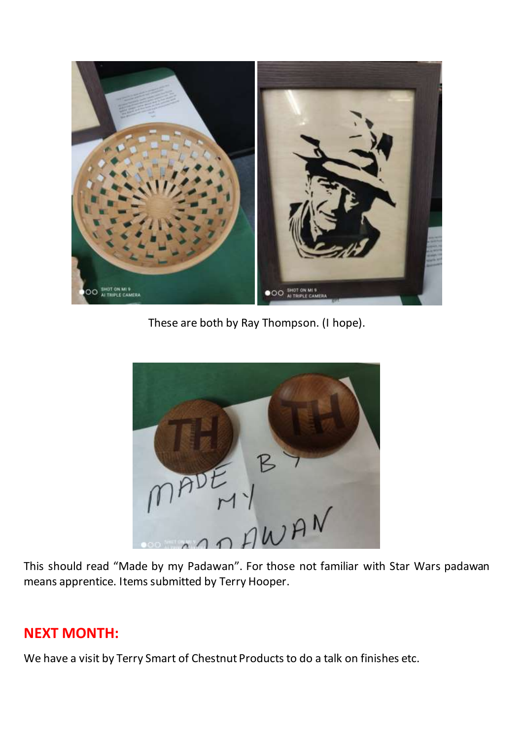These are both by Ray Thompson. (I hope).

This should read "Made by my Padawan". For those not familiar with Star Wars padawan means apprentice. Items submitted by Terry Hooper.

## NEXT MONTH:

We have a visit by Terry Smart of Chestnut Products to do a talk on finishes etc.